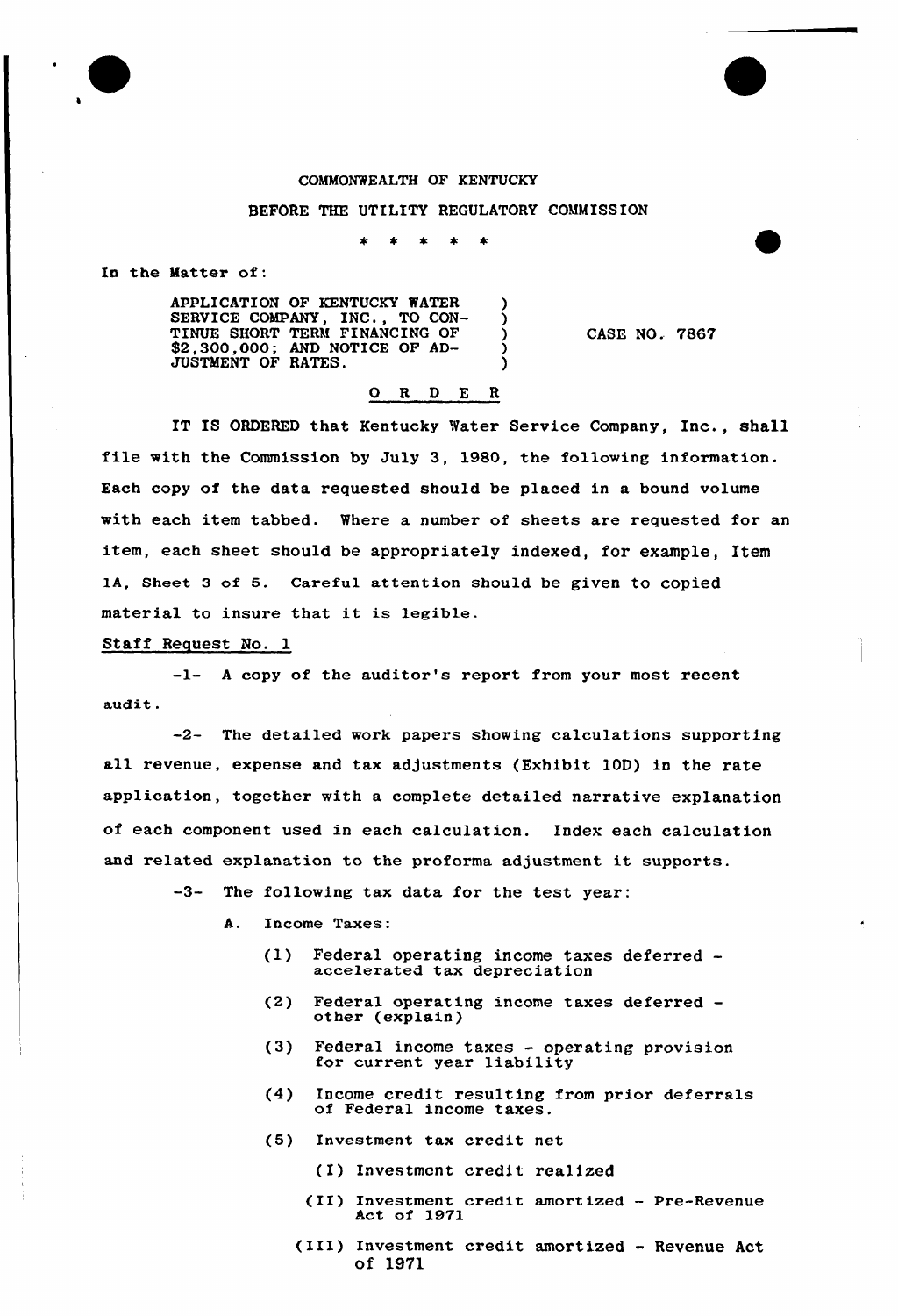COMMONWEALTH OF KENTUCKY

BEFORE THE UTILITY REGULATORY COMMISSION

\* \* \* \* \*

In the Matter of:

APPLICATION OF KENTUCKY WATER SERVICE COMPANY, INC., TO CONTINUE SHORT TERM FINANCING OF $2,300,000; AND NOTICE OF ADJUSTMENT OF RATES.

CASE NO. 7867

O R D E R

IT IS ORDERED that Kentucky Water Service Company, Inc., shall file with the Commission by July 3, 1980, the following information. Each copy of the data requested should be placed in a bound volume with each item tabbed. Where a number of sheets are requested for an item, each sheet should be appropriately indexed, for example, Item 1A, Sheet 3 of 5. Careful attention should be given to copied material to insure that it is legible.

Staff Request No. 1

-1- A copy of the auditor's report from your most recent audit.

-2- The detailed work papers showing calculations supporting all revenue, expense and tax adjustments (Exhibit 10D) in the rate application, together with a complete detailed narrative explanation of each component used in each calculation. Index each calculation and related explanation to the proforma adjustment it supports.

-3- The following tax data for the test year:

A. Income Taxes:

(1) Federal operating income taxes deferred - accelerated tax depreciation

(2) Federal operating income taxes deferred - other (explain)

(3) Federal income taxes - operating provision for current year liability

(4) Income credit resulting from prior deferrals of Federal income taxes.

(5) Investment tax credit net

(I) Investment credit realized

(II) Investment credit amortized - Pre-Revenue Act of 1971

(III) Investment credit amortized - Revenue Act of 1971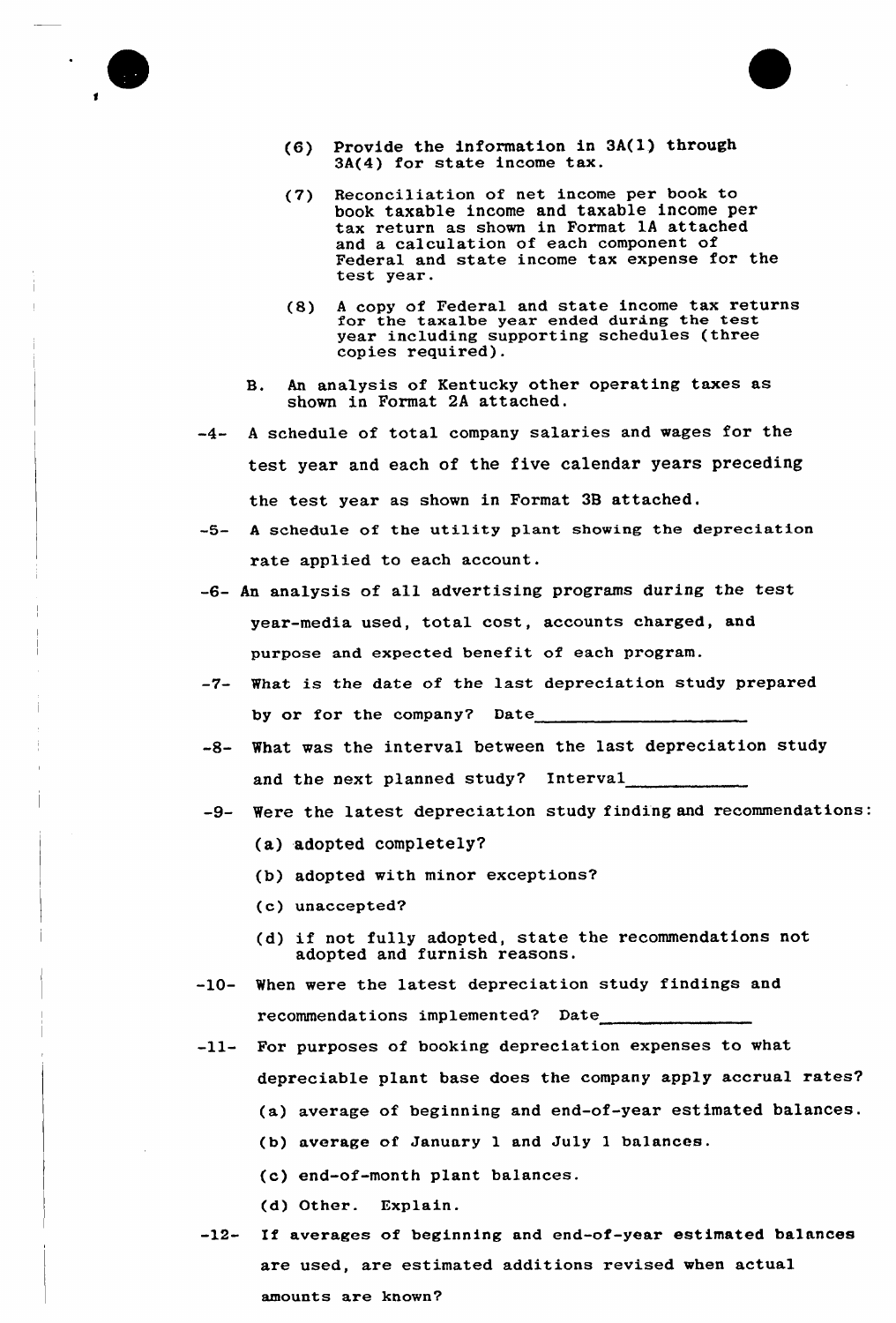(6) Provide the information in 3A(1) through 3A(4) for state income tax.

(7) Reconciliation of net income per book to book taxable income and taxable income per tax return as shown in Format 1A attached and a calculation of each component of Federal and state income tax expense for the test year.

(8) A copy of Federal and state income tax returns for the taxalbe year ended during the test year including supporting schedules (three copies required).

B. An analysis of Kentucky other operating taxes as shown in Format 2A attached.

-4- A schedule of total company salaries and wages for the test year and each of the five calendar years preceding the test year as shown in Format 3B attached.

-5- A schedule of the utility plant showing the depreciation rate applied to each account.

-6- An analysis of all advertising programs during the test year-media used, total cost, accounts charged, and purpose and expected benefit of each program.

-7- What is the date of the last depreciation study prepared by or for the company? Date____________________

-8- What was the interval between the last depreciation study and the next planned study? Interval___________

-9- Were the latest depreciation study finding and recommendations:

(a) adopted completely?

(b) adopted with minor exceptions?

(c) unaccepted?

(d) if not fully adopted, state the recommendations not adopted and furnish reasons.

-10- When were the latest depreciation study findings and recommendations implemented? Date______________

-11- For purposes of booking depreciation expenses to what depreciable plant base does the company apply accrual rates?

(a) average of beginning and end-of-year estimated balances.

(b) average of January 1 and July 1 balances.

(c) end-of-month plant balances.

(d) Other. Explain.

-12- If averages of beginning and end-of-year estimated balances are used, are estimated additions revised when actual amounts are known?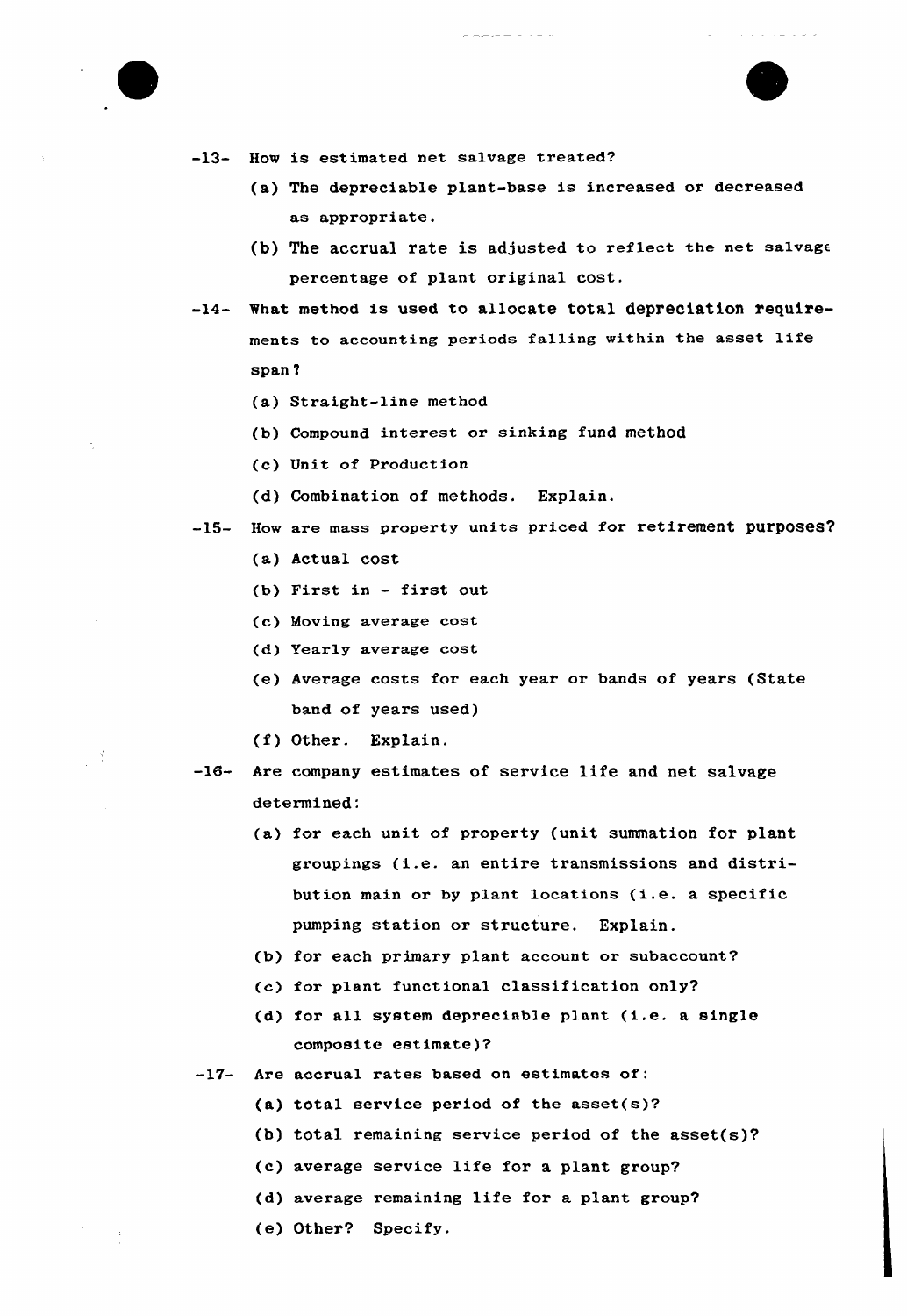-13- How is estimated net salvage treated?

(a) The depreciable plant-base is increased or decreased as appropriate.

(b) The accrual rate is adjusted to reflect the net salvage percentage of plant original cost.

-14- What method is used to allocate total depreciation requirements to accounting periods falling within the asset life span?

(a) Straight-line method

(b) Compound interest or sinking fund method

(c) Unit of Production

(d) Combination of methods. Explain.

-15- How are mass property units priced for retirement purposes?

(a) Actual cost

(b) First in - first out

(c) Moving average cost

(d) Yearly average cost

(e) Average costs for each year or bands of years (State band of years used)

(f) Other. Explain.

-16- Are company estimates of service life and net salvage determined:

(a) for each unit of property (unit summation for plant groupings (i.e. an entire transmissions and distribution main or by plant locations (i.e. a specific pumping station or structure. Explain.

(b) for each primary plant account or subaccount?

(c) for plant functional classification only?

(d) for all system depreciable plant (i.e. a single composite estimate)?

-17- Are accrual rates based on estimates of:

(a) total service period of the asset(s)?

(b) total remaining service period of the asset(s)?

(c) average service life for a plant group?

(d) average remaining life for a plant group?

(e) Other? Specify.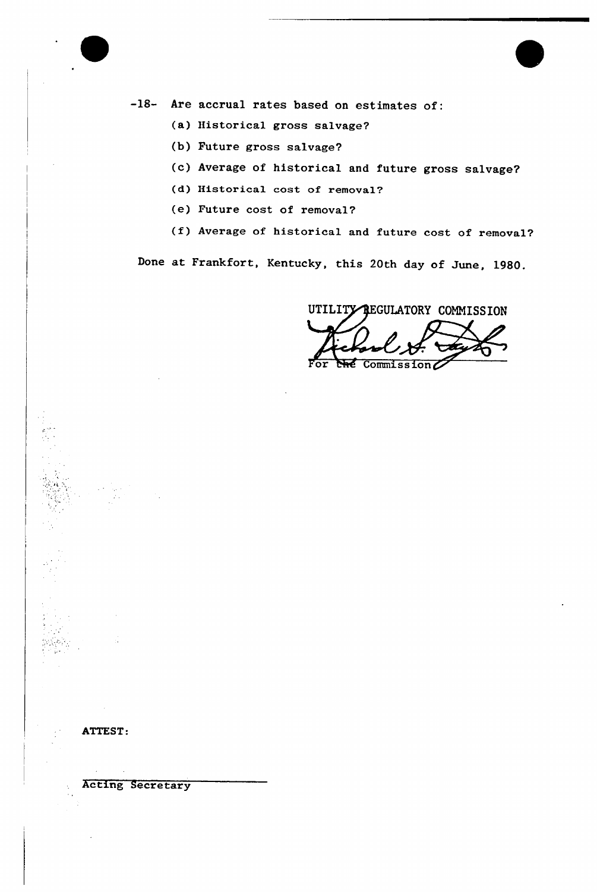-18- Are accrual rates based on estimates of:

(a) Historical gross salvage?

(b) Future gross salvage?

(c) Average of historical and future gross salvage?

(d) Historical cost of removal?

(e) Future cost of removal?

(f) Average of historical and future cost of removal?

Done at Frankfort, Kentucky, this 20th day of June, 1980.

UTILITY REGULATORY COMMISSION

For the Commission

ATTEST:

Acting Secretary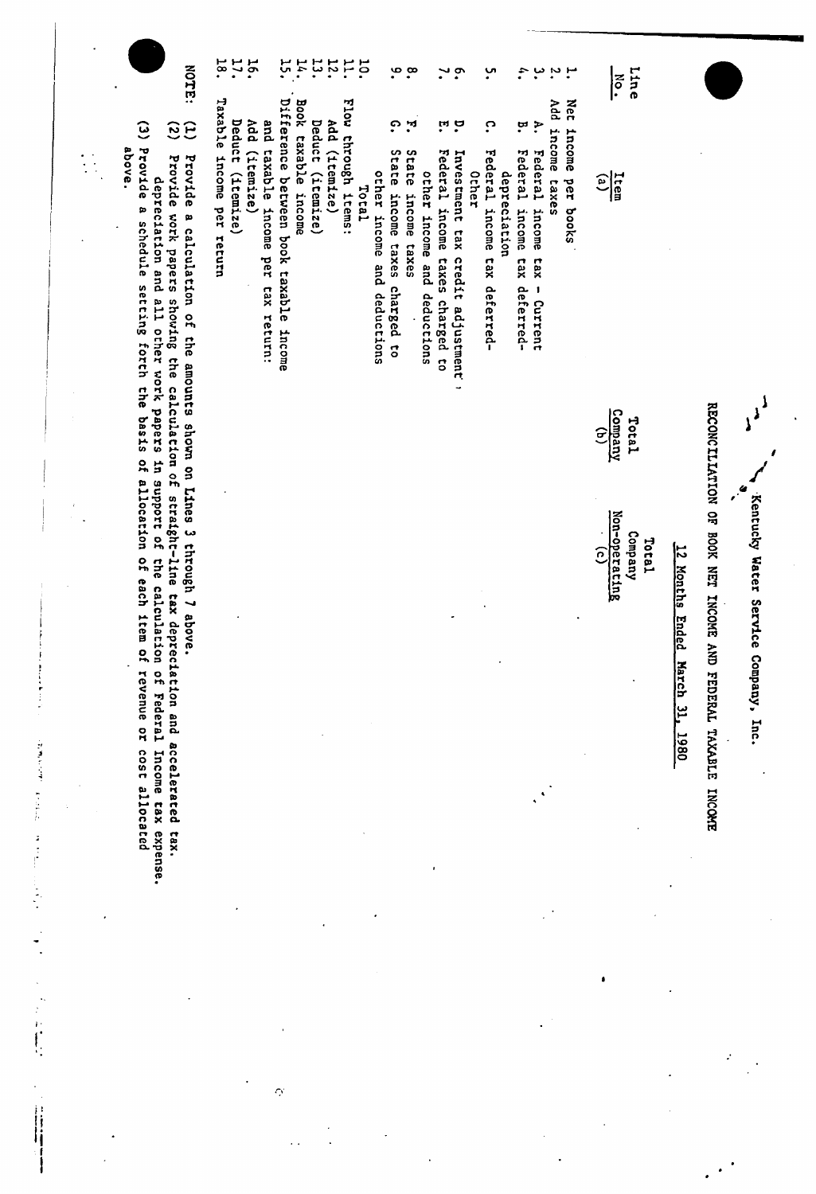Kentucky Water Service Company, Inc.

RECONCILIATION OF BOOK NET INCOME AND FEDERAL TAXABLE INCOME

12 Months Ended March 31, 1980

| Line No. | Item (a) | Total Company (b) | Total Company Non-operating (c) |
|---|---|---|---|
| 1. | Net income per books | | |
| 2. | Add income taxes | | |
| 3. | A. Federal income tax - Current | | |
| 4. | B. Federal income tax deferred-depreciation | | |
| 5. | C. Federal income tax deferred-Other | | |
| 6. | D. Investment tax credit adjustment | | |
| 7. | E. Federal income taxes charged to other income and deductions | | |
| 8. | F. State income taxes | | |
| 9. | G. State income taxes charged to other income and deductions | | |
| 10. | Total | | |
| 11. | Flow through items: | | |
| 12. | Add (itemize) | | |
| 13. | Deduct (itemize) | | |
| 14. | Book taxable income | | |
| 15. | Difference between book taxable income and taxable income per tax return: | | |
| 16. | Add (itemize) | | |
| 17. | Deduct (itemize) | | |
| 18. | Taxable income per return | | |

NOTE: (1) Provide a calculation of the amounts shown on Lines 3 through 7 above.

(2) Provide work papers showing the calculation of straight-line tax depreciation and accelerated tax depreciation and all other work papers in support of the calculation of Federal Income tax expense.

(3) Provide a schedule setting forth the basis of allocation of each item of revenue or cost allocated above.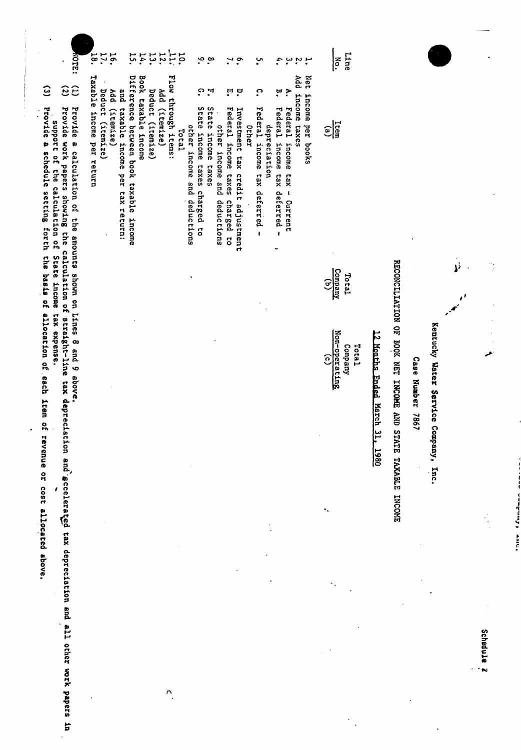Schedule 7

Kentucky Water Service Company, Inc.

Case Number 7867

RECONCILIATION OF BOOK NET INCOME AND STATE TAXABLE INCOME

12 Months Ended March 31, 1980

| Line No. | Item (a) | Total Company (b) | Total Company Non-operating (c) |
|---|---|---|---|
| 1. | Net income per books | | |
| 2. | Add income taxes | | |
| 3. | A. Federal income tax - Current | | |
| 4. | B. Federal income tax deferred - depreciation | | |
| 5. | C. Federal income tax deferred - Other | | |
| 6. | D. Investment tax credit adjustment | | |
| 7. | E. Federal income taxes charged to other income and deductions | | |
| 8. | F. State income taxes | | |
| 9. | G. State income taxes charged to other income and deductions | | |
| 10. | Total | | |
| 11. | Flow through items: | | |
| 12. | Add (itemize) | | |
| 13. | Deduct (itemize) | | |
| 14. | Book taxable income | | |
| 15. | Difference between book taxable income and taxable income per tax return: | | |
| 16. | Add (itemize) | | |
| 17. | Deduct (itemize) | | |
| 18. | Taxable income per return | | |

NOTE: (1) Provide a calculation of the amounts shown on Lines 8 and 9 above.

(2) Provide work papers showing the calculation of straight-line tax depreciation and accelerated tax depreciation and all other work papers in support of the calculation of State income tax expense.

(3) Provide a schedule setting forth the basis of allocation of each item of revenue or cost allocated above.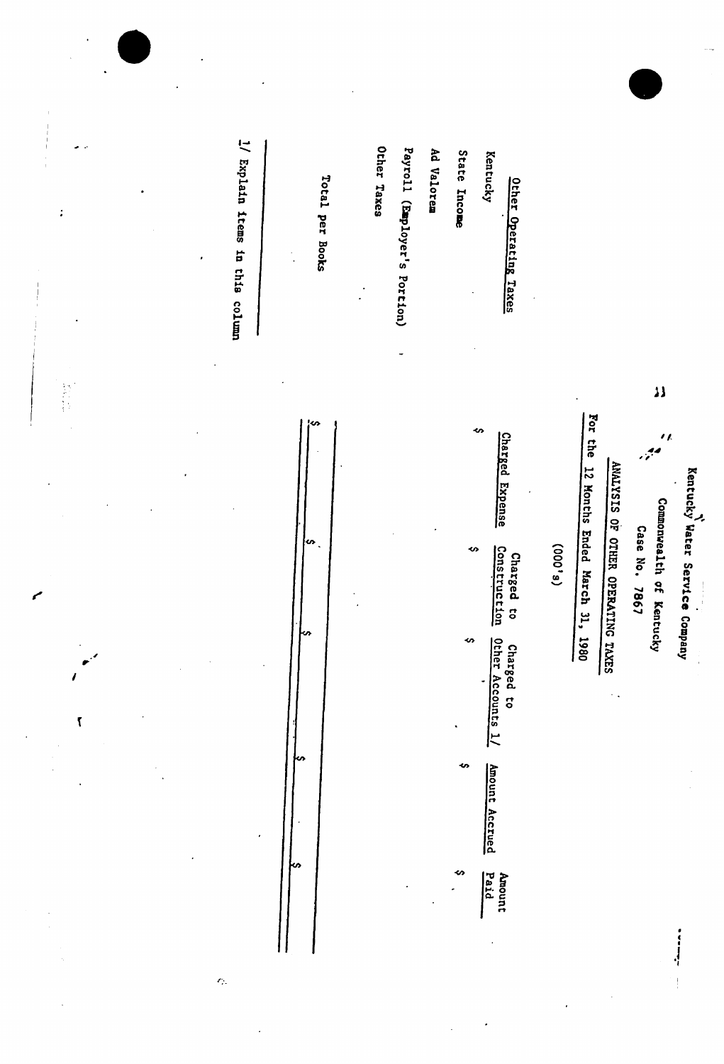Kentucky Water Service Company

Commonwealth of Kentucky

Case No. 7867

ANALYSIS OF OTHER OPERATING TAXES

For the 12 Months Ended March 31, 1980

(000's)

| Other Operating Taxes | Charged Expense | Charged to Construction | Charged to Other Accounts 1/ | Amount Accrued | Amount Paid |
|---|---|---|---|---|---|
| Kentucky | $ | $ | $ | $ | $ |
| State Income | | | | | |
| Ad Valorem | | | | | |
| Payroll (Employer's Portion) | | | | | |
| Other Taxes | | | | | |
| Total per Books | $ | $ | $ | $ | $ |

1/ Explain items in this column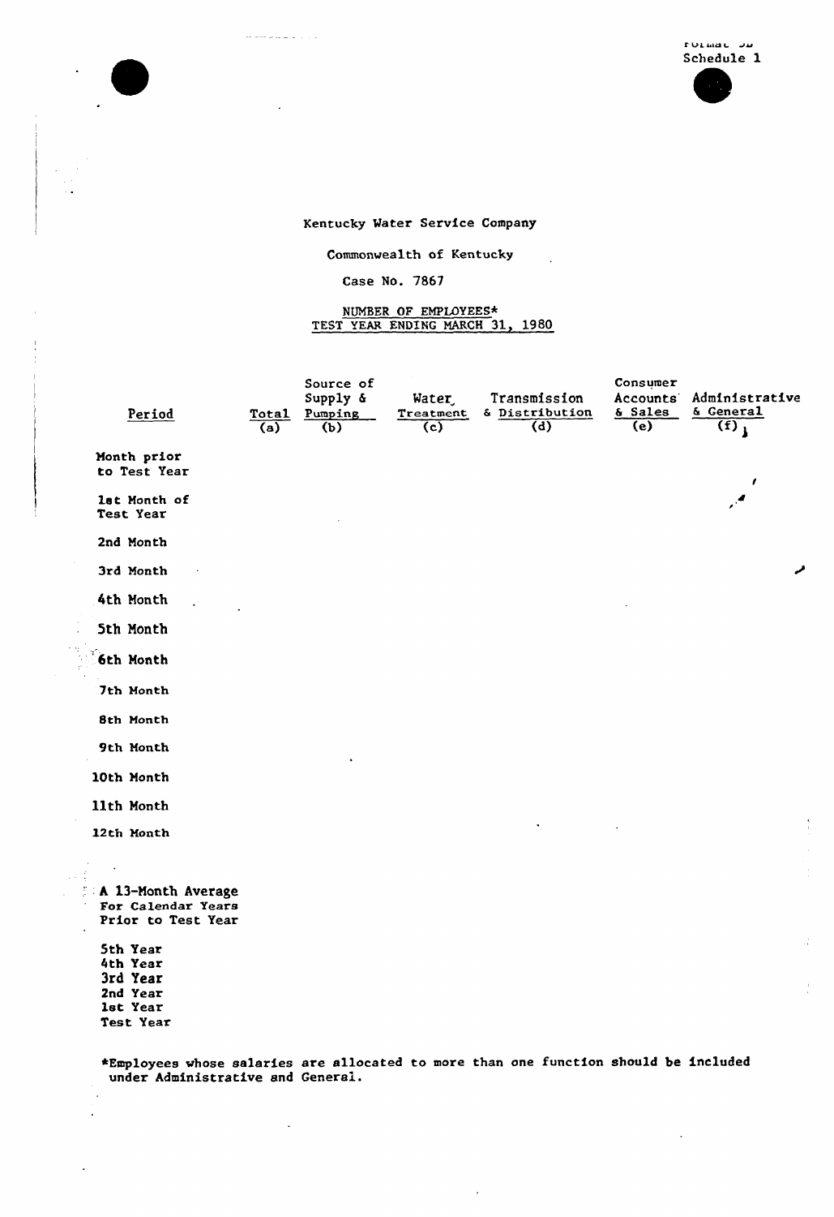Format 3B
Schedule 1

Kentucky Water Service Company

Commonwealth of Kentucky

Case No. 7867

NUMBER OF EMPLOYEES*
TEST YEAR ENDING MARCH 31, 1980

| Period | Total (a) | Source of Supply & Pumping (b) | Water Treatment (c) | Transmission & Distribution (d) | Consumer Accounts & Sales (e) | Administrative & General (f) |
|---|---|---|---|---|---|---|
| Month prior to Test Year | | | | | | |
| 1st Month of Test Year | | | | | | |
| 2nd Month | | | | | | |
| 3rd Month | | | | | | |
| 4th Month | | | | | | |
| 5th Month | | | | | | |
| 6th Month | | | | | | |
| 7th Month | | | | | | |
| 8th Month | | | | | | |
| 9th Month | | | | | | |
| 10th Month | | | | | | |
| 11th Month | | | | | | |
| 12th Month | | | | | | |
| A 13-Month Average For Calendar Years Prior to Test Year | | | | | | |
| 5th Year | | | | | | |
| 4th Year | | | | | | |
| 3rd Year | | | | | | |
| 2nd Year | | | | | | |
| 1st Year | | | | | | |
| Test Year | | | | | | |

*Employees whose salaries are allocated to more than one function should be included under Administrative and General.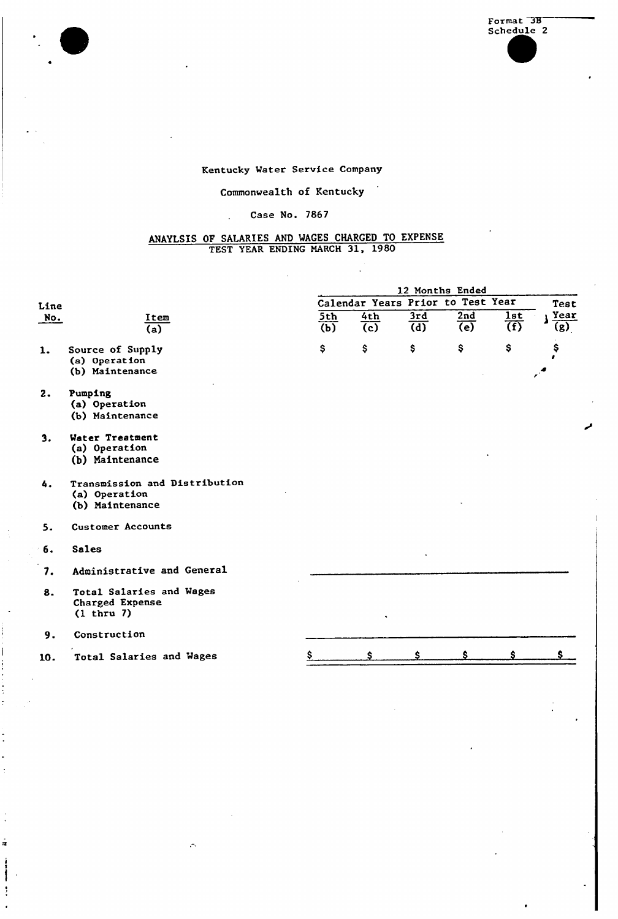Format 3B
Schedule 2

Kentucky Water Service Company

Commonwealth of Kentucky

Case No. 7867

ANAYLSIS OF SALARIES AND WAGES CHARGED TO EXPENSE
TEST YEAR ENDING MARCH 31, 1980

| Line No. | Item (a) | 12 Months Ended Calendar Years Prior to Test Year 5th (b) | 4th (c) | 3rd (d) | 2nd (e) | 1st (f) | Test Year (g) |
|---|---|---|---|---|---|---|---|
| 1. | Source of Supply | $ | $ | $ | $ | $ | $ |
| | (a) Operation | | | | | | |
| | (b) Maintenance | | | | | | |
| 2. | Pumping | | | | | | |
| | (a) Operation | | | | | | |
| | (b) Maintenance | | | | | | |
| 3. | Water Treatment | | | | | | |
| | (a) Operation | | | | | | |
| | (b) Maintenance | | | | | | |
| 4. | Transmission and Distribution | | | | | | |
| | (a) Operation | | | | | | |
| | (b) Maintenance | | | | | | |
| 5. | Customer Accounts | | | | | | |
| 6. | Sales | | | | | | |
| 7. | Administrative and General | | | | | | |
| 8. | Total Salaries and Wages Charged Expense (1 thru 7) | | | | | | |
| 9. | Construction | | | | | | |
| 10. | Total Salaries and Wages | $ | $ | $ | $ | $ | $ |